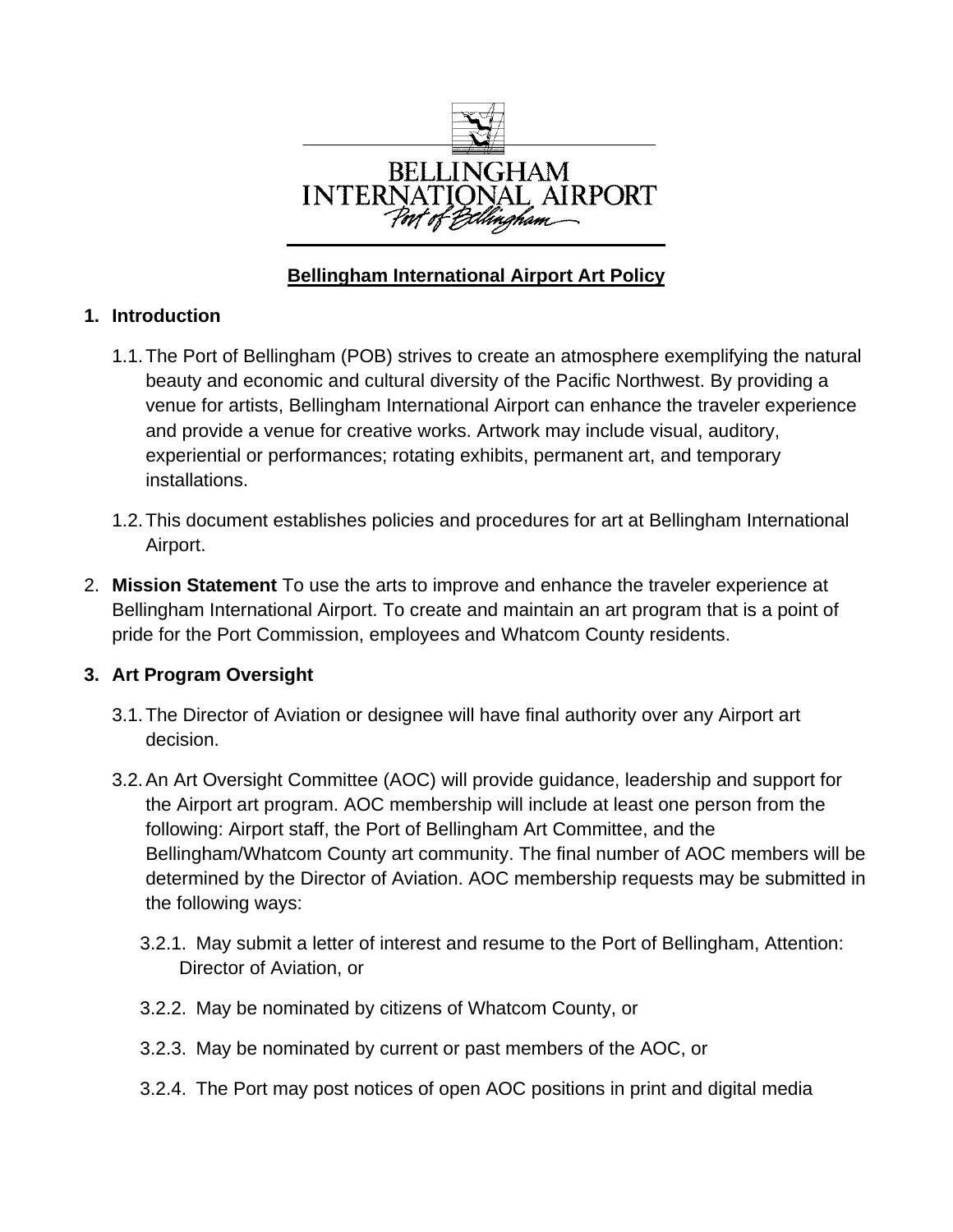BELLINGHAM INTERNATIONAL AIRPORT

Port of Bellingham

# Bellingham International Airport Art Policy

## 1. Introduction

1.1. The Port of Bellingham (POB) strives to create an atmosphere exemplifying the natural beauty and economic and cultural diversity of the Pacific Northwest. By providing a venue for artists, Bellingham International Airport can enhance the traveler experience and provide a venue for creative works. Artwork may include visual, auditory, experiential or performances; rotating exhibits, permanent art, and temporary installations.

1.2. This document establishes policies and procedures for art at Bellingham International Airport.

## 2. Mission Statement

**Mission Statement** To use the arts to improve and enhance the traveler experience at Bellingham International Airport. To create and maintain an art program that is a point of pride for the Port Commission, employees and Whatcom County residents.

## 3. Art Program Oversight

3.1. The Director of Aviation or designee will have final authority over any Airport art decision.

3.2. An Art Oversight Committee (AOC) will provide guidance, leadership and support for the Airport art program. AOC membership will include at least one person from the following: Airport staff, the Port of Bellingham Art Committee, and the Bellingham/Whatcom County art community. The final number of AOC members will be determined by the Director of Aviation. AOC membership requests may be submitted in the following ways:

3.2.1. May submit a letter of interest and resume to the Port of Bellingham, Attention: Director of Aviation, or

3.2.2. May be nominated by citizens of Whatcom County, or

3.2.3. May be nominated by current or past members of the AOC, or

3.2.4. The Port may post notices of open AOC positions in print and digital media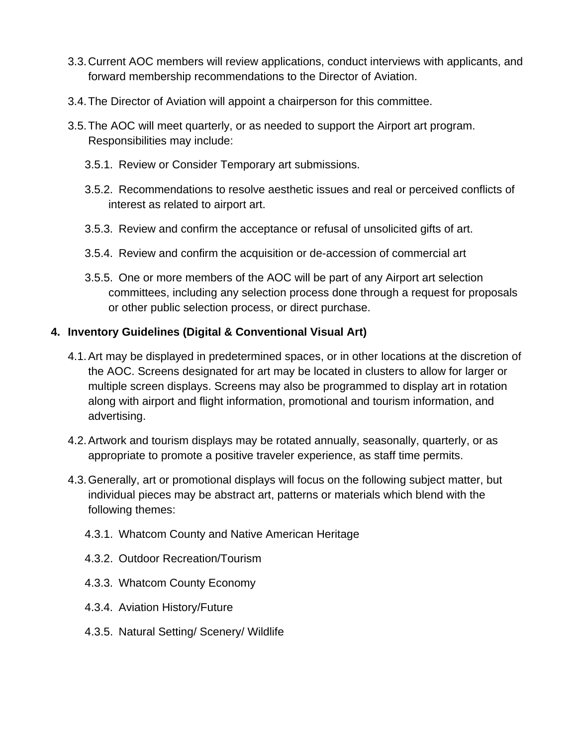3.3. Current AOC members will review applications, conduct interviews with applicants, and forward membership recommendations to the Director of Aviation.

3.4. The Director of Aviation will appoint a chairperson for this committee.

3.5. The AOC will meet quarterly, or as needed to support the Airport art program. Responsibilities may include:

   3.5.1. Review or Consider Temporary art submissions.

   3.5.2. Recommendations to resolve aesthetic issues and real or perceived conflicts of interest as related to airport art.

   3.5.3. Review and confirm the acceptance or refusal of unsolicited gifts of art.

   3.5.4. Review and confirm the acquisition or de-accession of commercial art

   3.5.5. One or more members of the AOC will be part of any Airport art selection committees, including any selection process done through a request for proposals or other public selection process, or direct purchase.

## 4. Inventory Guidelines (Digital & Conventional Visual Art)

4.1. Art may be displayed in predetermined spaces, or in other locations at the discretion of the AOC. Screens designated for art may be located in clusters to allow for larger or multiple screen displays. Screens may also be programmed to display art in rotation along with airport and flight information, promotional and tourism information, and advertising.

4.2. Artwork and tourism displays may be rotated annually, seasonally, quarterly, or as appropriate to promote a positive traveler experience, as staff time permits.

4.3. Generally, art or promotional displays will focus on the following subject matter, but individual pieces may be abstract art, patterns or materials which blend with the following themes:

   4.3.1. Whatcom County and Native American Heritage

   4.3.2. Outdoor Recreation/Tourism

   4.3.3. Whatcom County Economy

   4.3.4. Aviation History/Future

   4.3.5. Natural Setting/ Scenery/ Wildlife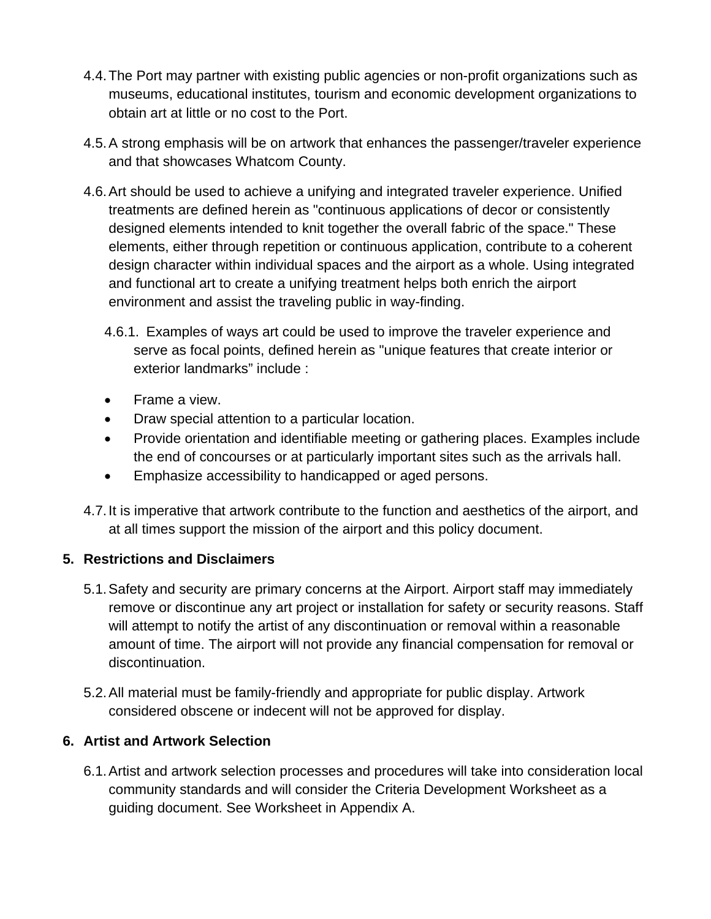4.4. The Port may partner with existing public agencies or non-profit organizations such as museums, educational institutes, tourism and economic development organizations to obtain art at little or no cost to the Port.

4.5. A strong emphasis will be on artwork that enhances the passenger/traveler experience and that showcases Whatcom County.

4.6. Art should be used to achieve a unifying and integrated traveler experience. Unified treatments are defined herein as "continuous applications of decor or consistently designed elements intended to knit together the overall fabric of the space." These elements, either through repetition or continuous application, contribute to a coherent design character within individual spaces and the airport as a whole. Using integrated and functional art to create a unifying treatment helps both enrich the airport environment and assist the traveling public in way-finding.

4.6.1. Examples of ways art could be used to improve the traveler experience and serve as focal points, defined herein as "unique features that create interior or exterior landmarks" include :

- Frame a view.
- Draw special attention to a particular location.
- Provide orientation and identifiable meeting or gathering places. Examples include the end of concourses or at particularly important sites such as the arrivals hall.
- Emphasize accessibility to handicapped or aged persons.

4.7. It is imperative that artwork contribute to the function and aesthetics of the airport, and at all times support the mission of the airport and this policy document.

## 5. Restrictions and Disclaimers

5.1. Safety and security are primary concerns at the Airport. Airport staff may immediately remove or discontinue any art project or installation for safety or security reasons. Staff will attempt to notify the artist of any discontinuation or removal within a reasonable amount of time. The airport will not provide any financial compensation for removal or discontinuation.

5.2. All material must be family-friendly and appropriate for public display. Artwork considered obscene or indecent will not be approved for display.

## 6. Artist and Artwork Selection

6.1. Artist and artwork selection processes and procedures will take into consideration local community standards and will consider the Criteria Development Worksheet as a guiding document. See Worksheet in Appendix A.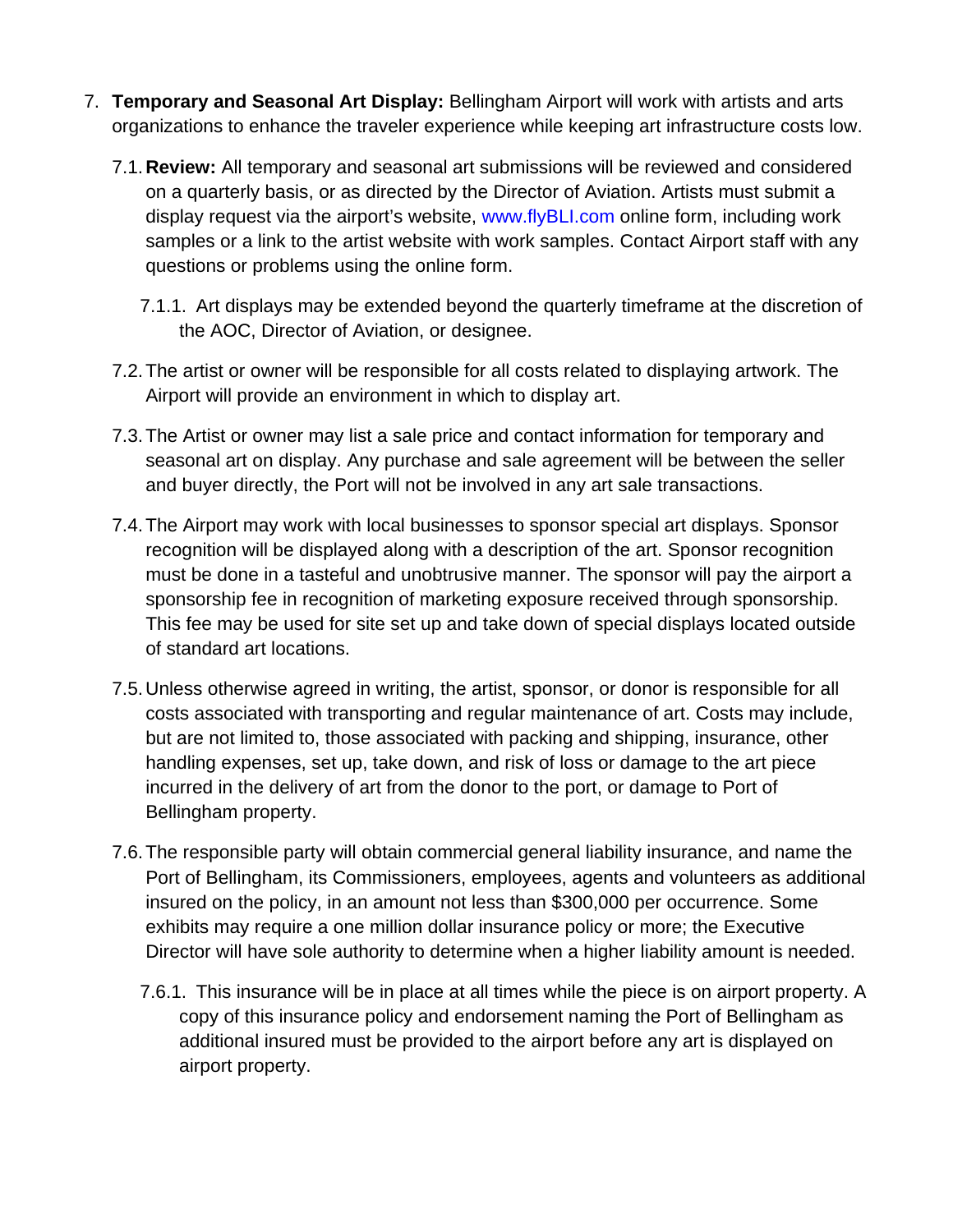7. **Temporary and Seasonal Art Display:** Bellingham Airport will work with artists and arts organizations to enhance the traveler experience while keeping art infrastructure costs low.

   7.1. **Review:** All temporary and seasonal art submissions will be reviewed and considered on a quarterly basis, or as directed by the Director of Aviation. Artists must submit a display request via the airport's website, www.flyBLI.com online form, including work samples or a link to the artist website with work samples. Contact Airport staff with any questions or problems using the online form.

      7.1.1. Art displays may be extended beyond the quarterly timeframe at the discretion of the AOC, Director of Aviation, or designee.

   7.2. The artist or owner will be responsible for all costs related to displaying artwork. The Airport will provide an environment in which to display art.

   7.3. The Artist or owner may list a sale price and contact information for temporary and seasonal art on display. Any purchase and sale agreement will be between the seller and buyer directly, the Port will not be involved in any art sale transactions.

   7.4. The Airport may work with local businesses to sponsor special art displays. Sponsor recognition will be displayed along with a description of the art. Sponsor recognition must be done in a tasteful and unobtrusive manner. The sponsor will pay the airport a sponsorship fee in recognition of marketing exposure received through sponsorship. This fee may be used for site set up and take down of special displays located outside of standard art locations.

   7.5. Unless otherwise agreed in writing, the artist, sponsor, or donor is responsible for all costs associated with transporting and regular maintenance of art. Costs may include, but are not limited to, those associated with packing and shipping, insurance, other handling expenses, set up, take down, and risk of loss or damage to the art piece incurred in the delivery of art from the donor to the port, or damage to Port of Bellingham property.

   7.6. The responsible party will obtain commercial general liability insurance, and name the Port of Bellingham, its Commissioners, employees, agents and volunteers as additional insured on the policy, in an amount not less than $300,000 per occurrence. Some exhibits may require a one million dollar insurance policy or more; the Executive Director will have sole authority to determine when a higher liability amount is needed.

      7.6.1. This insurance will be in place at all times while the piece is on airport property. A copy of this insurance policy and endorsement naming the Port of Bellingham as additional insured must be provided to the airport before any art is displayed on airport property.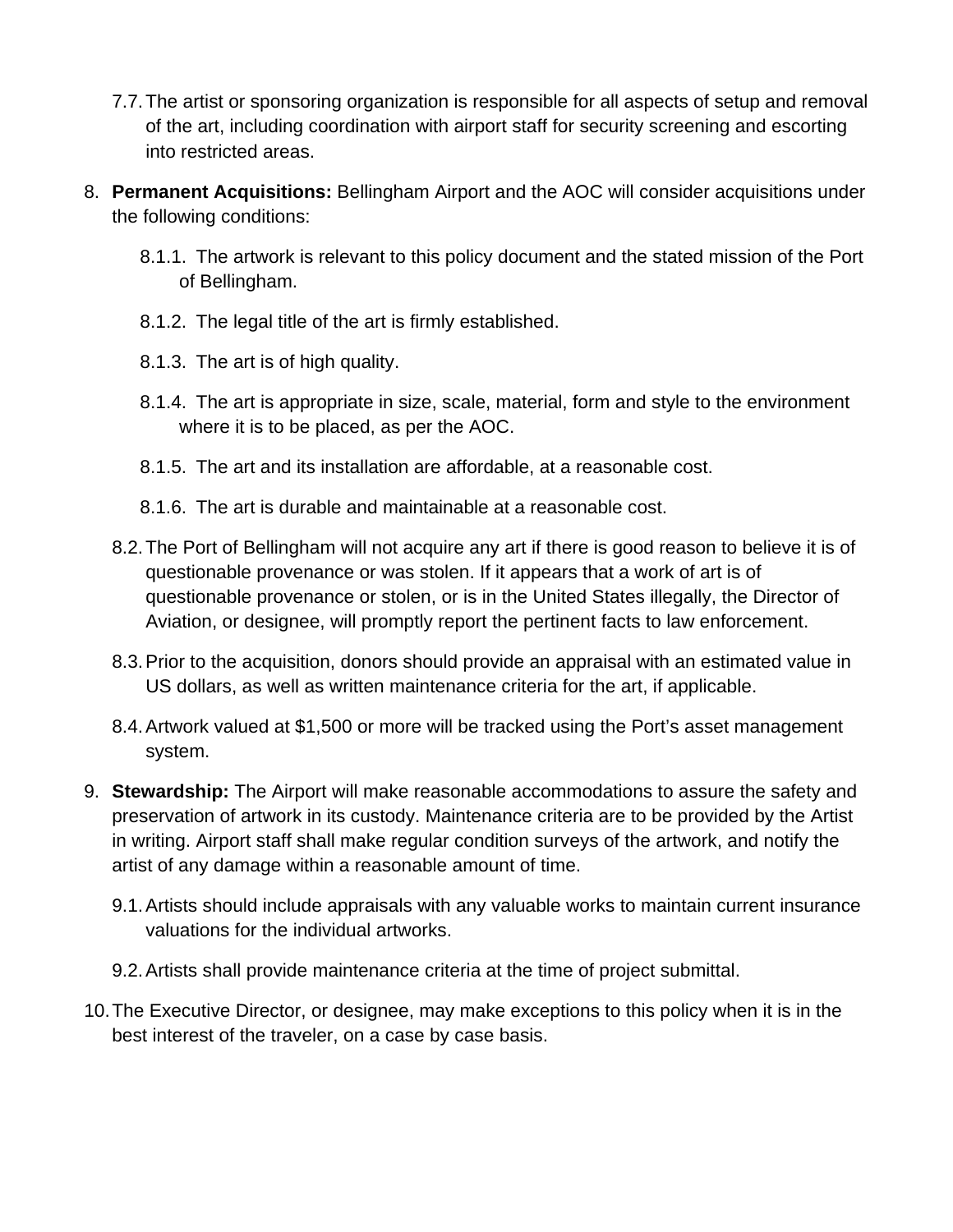7.7. The artist or sponsoring organization is responsible for all aspects of setup and removal of the art, including coordination with airport staff for security screening and escorting into restricted areas.

8. **Permanent Acquisitions:** Bellingham Airport and the AOC will consider acquisitions under the following conditions:

   8.1.1. The artwork is relevant to this policy document and the stated mission of the Port of Bellingham.

   8.1.2. The legal title of the art is firmly established.

   8.1.3. The art is of high quality.

   8.1.4. The art is appropriate in size, scale, material, form and style to the environment where it is to be placed, as per the AOC.

   8.1.5. The art and its installation are affordable, at a reasonable cost.

   8.1.6. The art is durable and maintainable at a reasonable cost.

   8.2. The Port of Bellingham will not acquire any art if there is good reason to believe it is of questionable provenance or was stolen. If it appears that a work of art is of questionable provenance or stolen, or is in the United States illegally, the Director of Aviation, or designee, will promptly report the pertinent facts to law enforcement.

   8.3. Prior to the acquisition, donors should provide an appraisal with an estimated value in US dollars, as well as written maintenance criteria for the art, if applicable.

   8.4. Artwork valued at $1,500 or more will be tracked using the Port's asset management system.

9. **Stewardship:** The Airport will make reasonable accommodations to assure the safety and preservation of artwork in its custody. Maintenance criteria are to be provided by the Artist in writing. Airport staff shall make regular condition surveys of the artwork, and notify the artist of any damage within a reasonable amount of time.

   9.1. Artists should include appraisals with any valuable works to maintain current insurance valuations for the individual artworks.

   9.2. Artists shall provide maintenance criteria at the time of project submittal.

10. The Executive Director, or designee, may make exceptions to this policy when it is in the best interest of the traveler, on a case by case basis.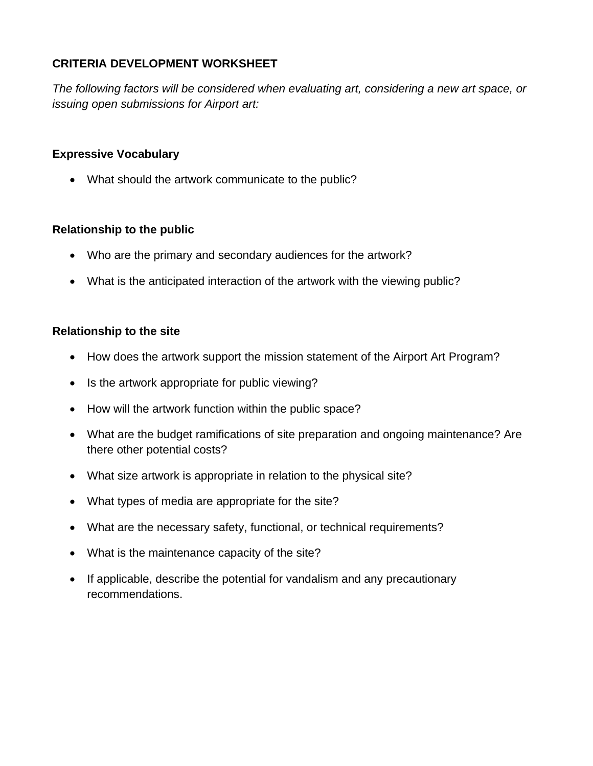## CRITERIA DEVELOPMENT WORKSHEET

*The following factors will be considered when evaluating art, considering a new art space, or issuing open submissions for Airport art:*

### Expressive Vocabulary

- What should the artwork communicate to the public?

### Relationship to the public

- Who are the primary and secondary audiences for the artwork?
- What is the anticipated interaction of the artwork with the viewing public?

### Relationship to the site

- How does the artwork support the mission statement of the Airport Art Program?
- Is the artwork appropriate for public viewing?
- How will the artwork function within the public space?
- What are the budget ramifications of site preparation and ongoing maintenance? Are there other potential costs?
- What size artwork is appropriate in relation to the physical site?
- What types of media are appropriate for the site?
- What are the necessary safety, functional, or technical requirements?
- What is the maintenance capacity of the site?
- If applicable, describe the potential for vandalism and any precautionary recommendations.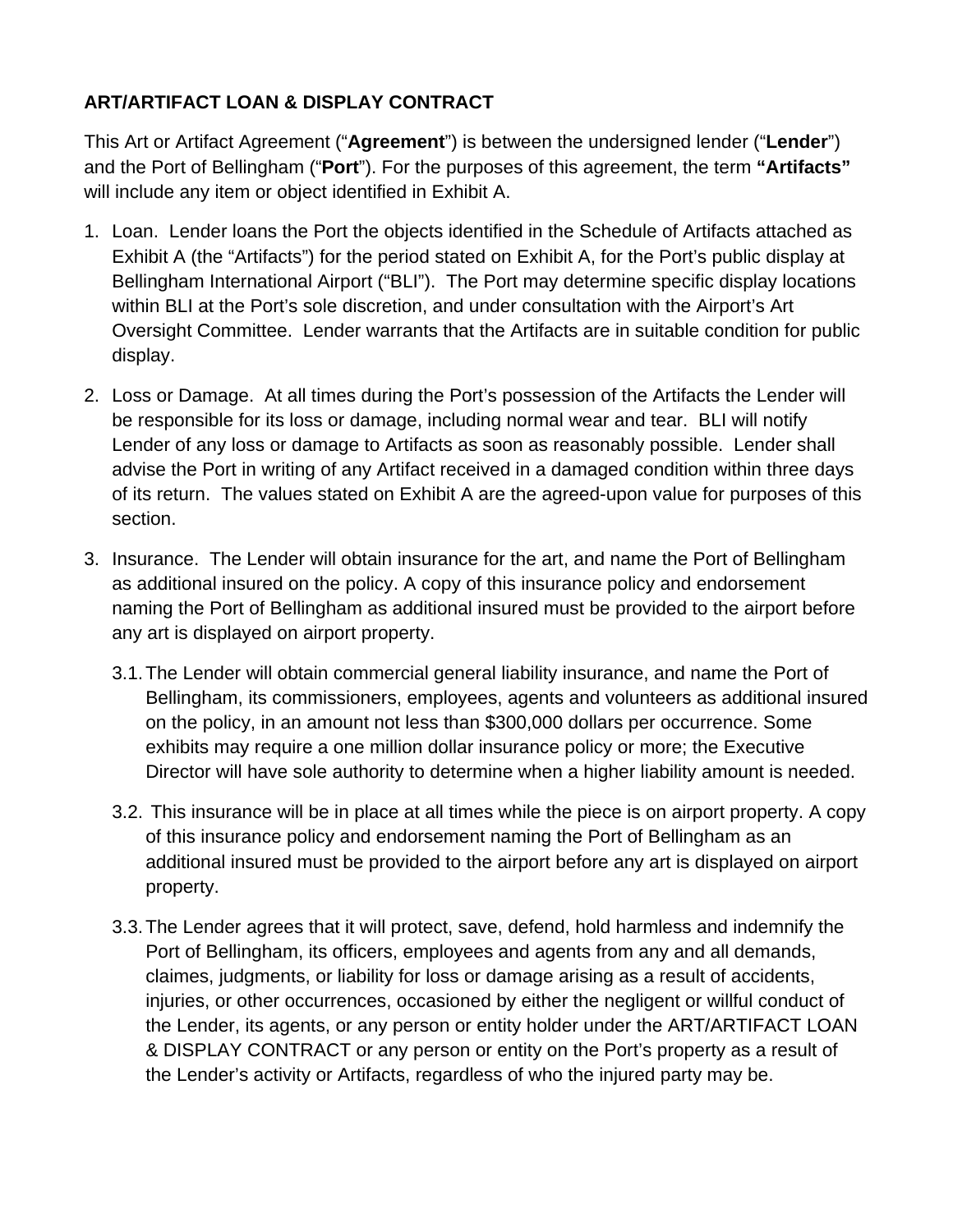**ART/ARTIFACT LOAN & DISPLAY CONTRACT**

This Art or Artifact Agreement ("**Agreement**") is between the undersigned lender ("**Lender**") and the Port of Bellingham ("**Port**"). For the purposes of this agreement, the term **"Artifacts"** will include any item or object identified in Exhibit A.

1. Loan. Lender loans the Port the objects identified in the Schedule of Artifacts attached as Exhibit A (the "Artifacts") for the period stated on Exhibit A, for the Port's public display at Bellingham International Airport ("BLI"). The Port may determine specific display locations within BLI at the Port's sole discretion, and under consultation with the Airport's Art Oversight Committee. Lender warrants that the Artifacts are in suitable condition for public display.

2. Loss or Damage. At all times during the Port's possession of the Artifacts the Lender will be responsible for its loss or damage, including normal wear and tear. BLI will notify Lender of any loss or damage to Artifacts as soon as reasonably possible. Lender shall advise the Port in writing of any Artifact received in a damaged condition within three days of its return. The values stated on Exhibit A are the agreed-upon value for purposes of this section.

3. Insurance. The Lender will obtain insurance for the art, and name the Port of Bellingham as additional insured on the policy. A copy of this insurance policy and endorsement naming the Port of Bellingham as additional insured must be provided to the airport before any art is displayed on airport property.

   3.1. The Lender will obtain commercial general liability insurance, and name the Port of Bellingham, its commissioners, employees, agents and volunteers as additional insured on the policy, in an amount not less than $300,000 dollars per occurrence. Some exhibits may require a one million dollar insurance policy or more; the Executive Director will have sole authority to determine when a higher liability amount is needed.

   3.2. This insurance will be in place at all times while the piece is on airport property. A copy of this insurance policy and endorsement naming the Port of Bellingham as an additional insured must be provided to the airport before any art is displayed on airport property.

   3.3. The Lender agrees that it will protect, save, defend, hold harmless and indemnify the Port of Bellingham, its officers, employees and agents from any and all demands, claimes, judgments, or liability for loss or damage arising as a result of accidents, injuries, or other occurrences, occasioned by either the negligent or willful conduct of the Lender, its agents, or any person or entity holder under the ART/ARTIFACT LOAN & DISPLAY CONTRACT or any person or entity on the Port's property as a result of the Lender's activity or Artifacts, regardless of who the injured party may be.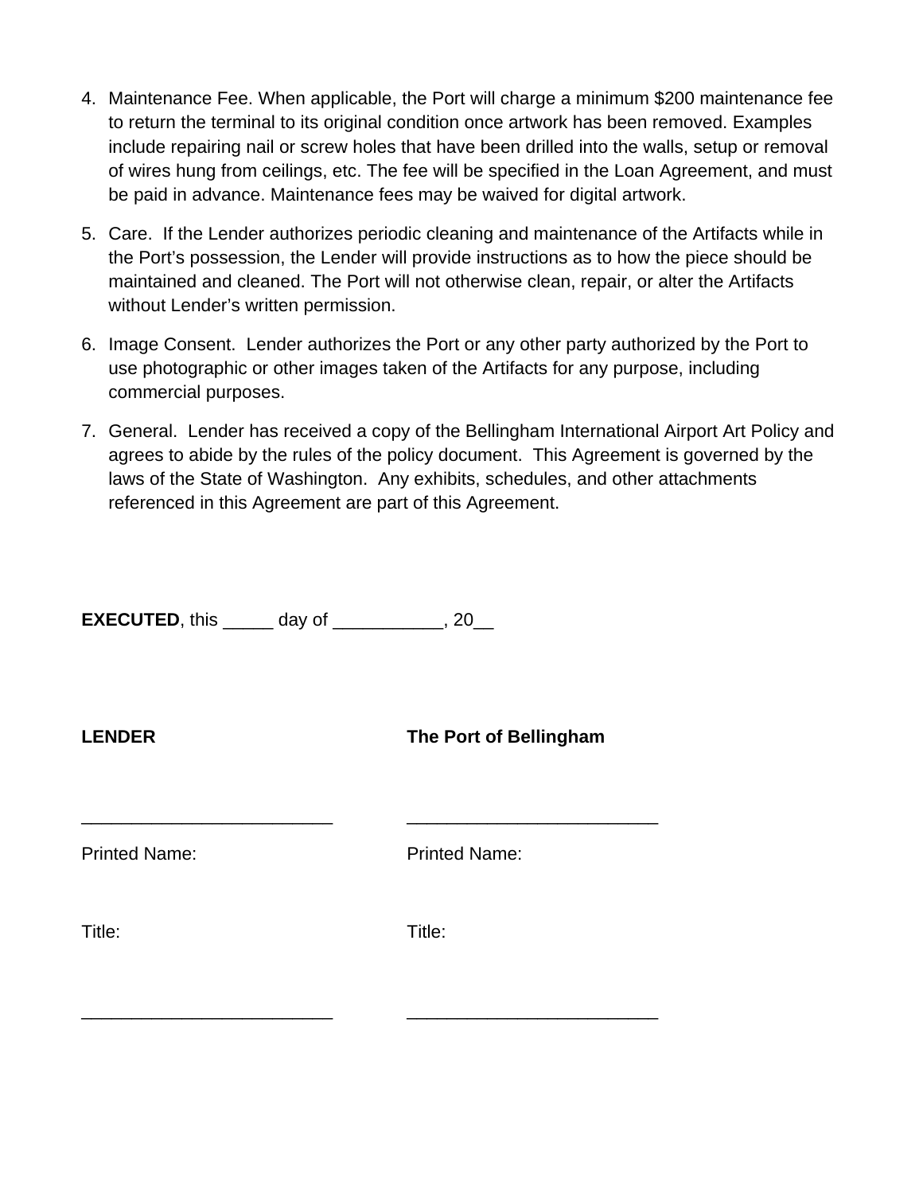4. Maintenance Fee. When applicable, the Port will charge a minimum $200 maintenance fee to return the terminal to its original condition once artwork has been removed. Examples include repairing nail or screw holes that have been drilled into the walls, setup or removal of wires hung from ceilings, etc. The fee will be specified in the Loan Agreement, and must be paid in advance. Maintenance fees may be waived for digital artwork.

5. Care. If the Lender authorizes periodic cleaning and maintenance of the Artifacts while in the Port's possession, the Lender will provide instructions as to how the piece should be maintained and cleaned. The Port will not otherwise clean, repair, or alter the Artifacts without Lender's written permission.

6. Image Consent. Lender authorizes the Port or any other party authorized by the Port to use photographic or other images taken of the Artifacts for any purpose, including commercial purposes.

7. General. Lender has received a copy of the Bellingham International Airport Art Policy and agrees to abide by the rules of the policy document. This Agreement is governed by the laws of the State of Washington. Any exhibits, schedules, and other attachments referenced in this Agreement are part of this Agreement.

**EXECUTED**, this _____ day of ___________, 20__

| **LENDER** | **The Port of Bellingham** |
|---|---|
| _________________________ | _________________________ |
| Printed Name: | Printed Name: |
| Title: | Title: |
| _________________________ | _________________________ |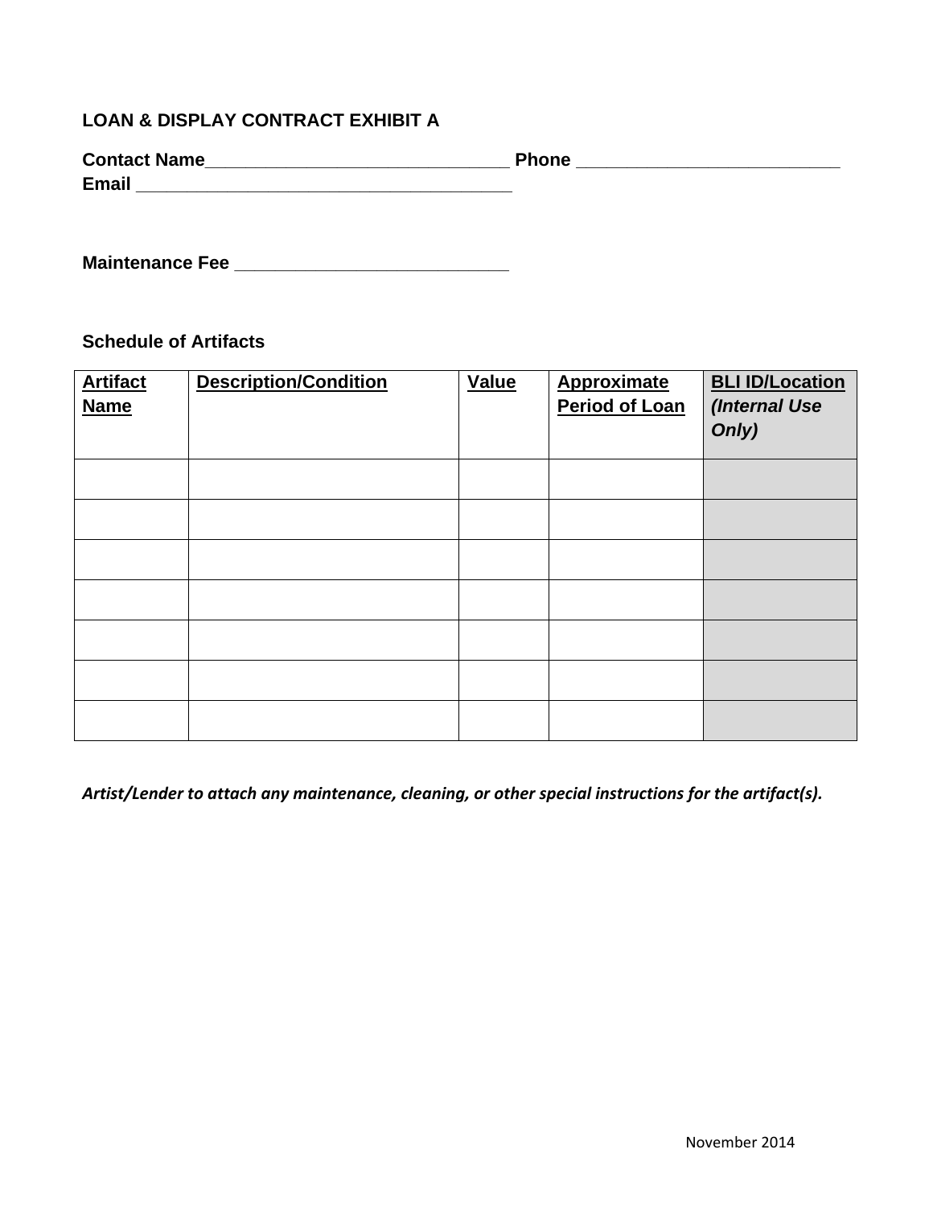**LOAN & DISPLAY CONTRACT EXHIBIT A**

**Contact Name**______________________________ **Phone** __________________________
**Email** _____________________________________

**Maintenance Fee** ___________________________

**Schedule of Artifacts**

| Artifact Name | Description/Condition | Value | Approximate Period of Loan | BLI ID/Location *(Internal Use Only)* |
|---|---|---|---|---|
| | | | | |
| | | | | |
| | | | | |
| | | | | |
| | | | | |
| | | | | |
| | | | | |

***Artist/Lender to attach any maintenance, cleaning, or other special instructions for the artifact(s).***

November 2014